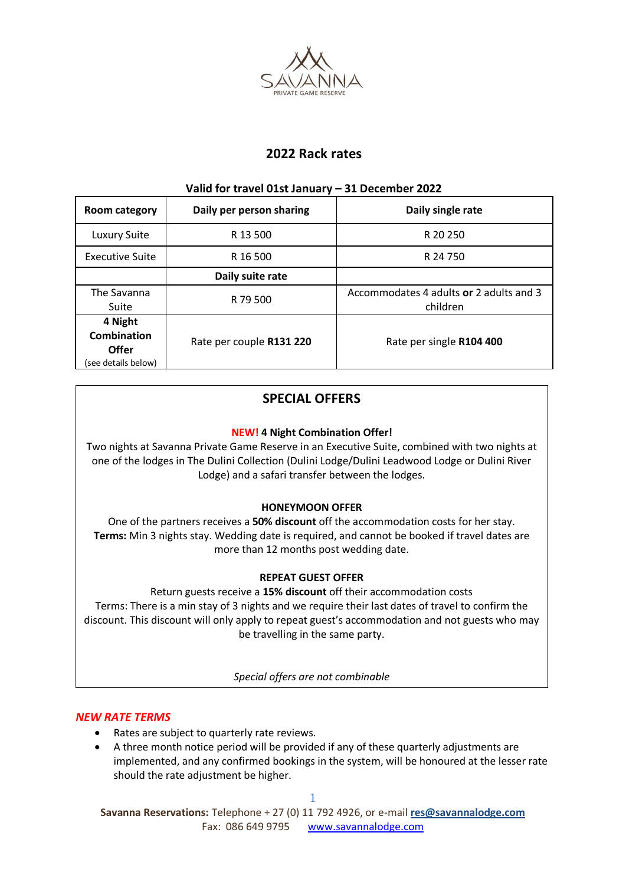SAVANNA
PRIVATE GAME RESERVE

# 2022 Rack rates

**Valid for travel 01st January – 31 December 2022**

| Room category | Daily per person sharing | Daily single rate |
|---|---|---|
| Luxury Suite | R 13 500 | R 20 250 |
| Executive Suite | R 16 500 | R 24 750 |
| | **Daily suite rate** | |
| The Savanna Suite | R 79 500 | Accommodates 4 adults **or** 2 adults and 3 children |
| **4 Night Combination Offer** (see details below) | Rate per couple **R131 220** | Rate per single **R104 400** |

## SPECIAL OFFERS

**NEW! 4 Night Combination Offer!**

Two nights at Savanna Private Game Reserve in an Executive Suite, combined with two nights at one of the lodges in The Dulini Collection (Dulini Lodge/Dulini Leadwood Lodge or Dulini River Lodge) and a safari transfer between the lodges.

**HONEYMOON OFFER**

One of the partners receives a **50% discount** off the accommodation costs for her stay.
**Terms:** Min 3 nights stay. Wedding date is required, and cannot be booked if travel dates are more than 12 months post wedding date.

**REPEAT GUEST OFFER**

Return guests receive a **15% discount** off their accommodation costs
Terms: There is a min stay of 3 nights and we require their last dates of travel to confirm the discount. This discount will only apply to repeat guest's accommodation and not guests who may be travelling in the same party.

*Special offers are not combinable*

### *NEW RATE TERMS*

- Rates are subject to quarterly rate reviews.
- A three month notice period will be provided if any of these quarterly adjustments are implemented, and any confirmed bookings in the system, will be honoured at the lesser rate should the rate adjustment be higher.

**Savanna Reservations:** Telephone + 27 (0) 11 792 4926, or e-mail **res@savannalodge.com**
Fax: 086 649 9795 www.savannalodge.com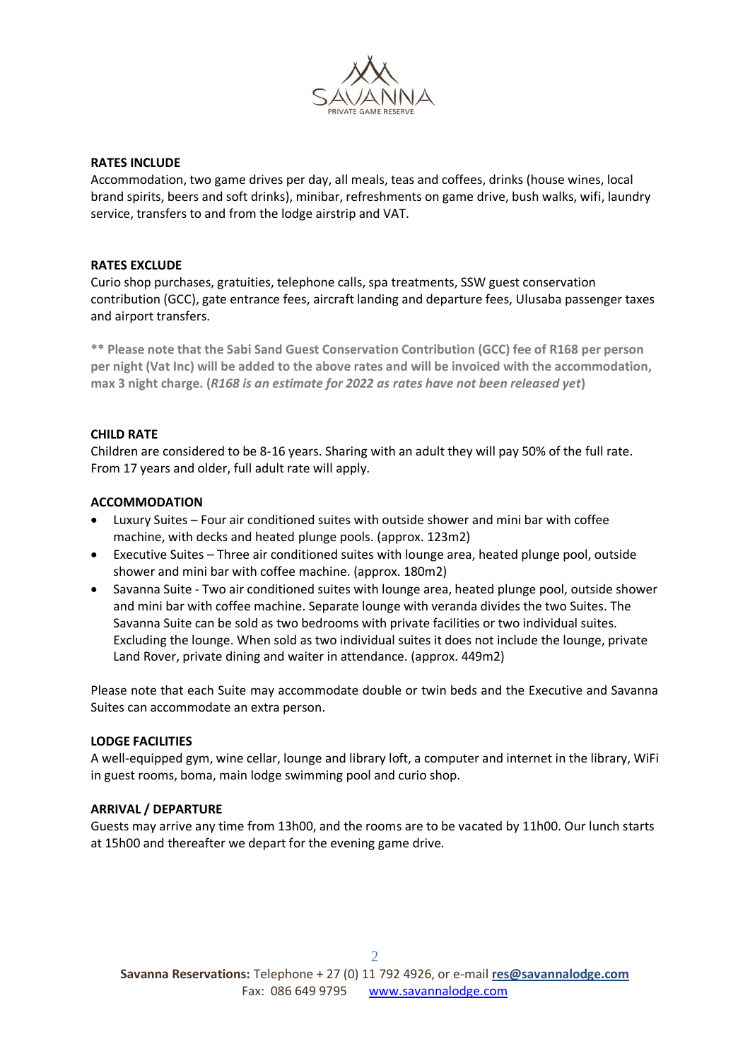## RATES INCLUDE

Accommodation, two game drives per day, all meals, teas and coffees, drinks (house wines, local brand spirits, beers and soft drinks), minibar, refreshments on game drive, bush walks, wifi, laundry service, transfers to and from the lodge airstrip and VAT.

## RATES EXCLUDE

Curio shop purchases, gratuities, telephone calls, spa treatments, SSW guest conservation contribution (GCC), gate entrance fees, aircraft landing and departure fees, Ulusaba passenger taxes and airport transfers.

**** Please note that the Sabi Sand Guest Conservation Contribution (GCC) fee of R168 per person per night (Vat Inc) will be added to the above rates and will be invoiced with the accommodation, max 3 night charge. (*R168 is an estimate for 2022 as rates have not been released yet*)**

## CHILD RATE

Children are considered to be 8-16 years. Sharing with an adult they will pay 50% of the full rate. From 17 years and older, full adult rate will apply.

## ACCOMMODATION

- Luxury Suites – Four air conditioned suites with outside shower and mini bar with coffee machine, with decks and heated plunge pools. (approx. 123m2)
- Executive Suites – Three air conditioned suites with lounge area, heated plunge pool, outside shower and mini bar with coffee machine. (approx. 180m2)
- Savanna Suite - Two air conditioned suites with lounge area, heated plunge pool, outside shower and mini bar with coffee machine. Separate lounge with veranda divides the two Suites. The Savanna Suite can be sold as two bedrooms with private facilities or two individual suites. Excluding the lounge. When sold as two individual suites it does not include the lounge, private Land Rover, private dining and waiter in attendance. (approx. 449m2)

Please note that each Suite may accommodate double or twin beds and the Executive and Savanna Suites can accommodate an extra person.

## LODGE FACILITIES

A well-equipped gym, wine cellar, lounge and library loft, a computer and internet in the library, WiFi in guest rooms, boma, main lodge swimming pool and curio shop.

## ARRIVAL / DEPARTURE

Guests may arrive any time from 13h00, and the rooms are to be vacated by 11h00. Our lunch starts at 15h00 and thereafter we depart for the evening game drive.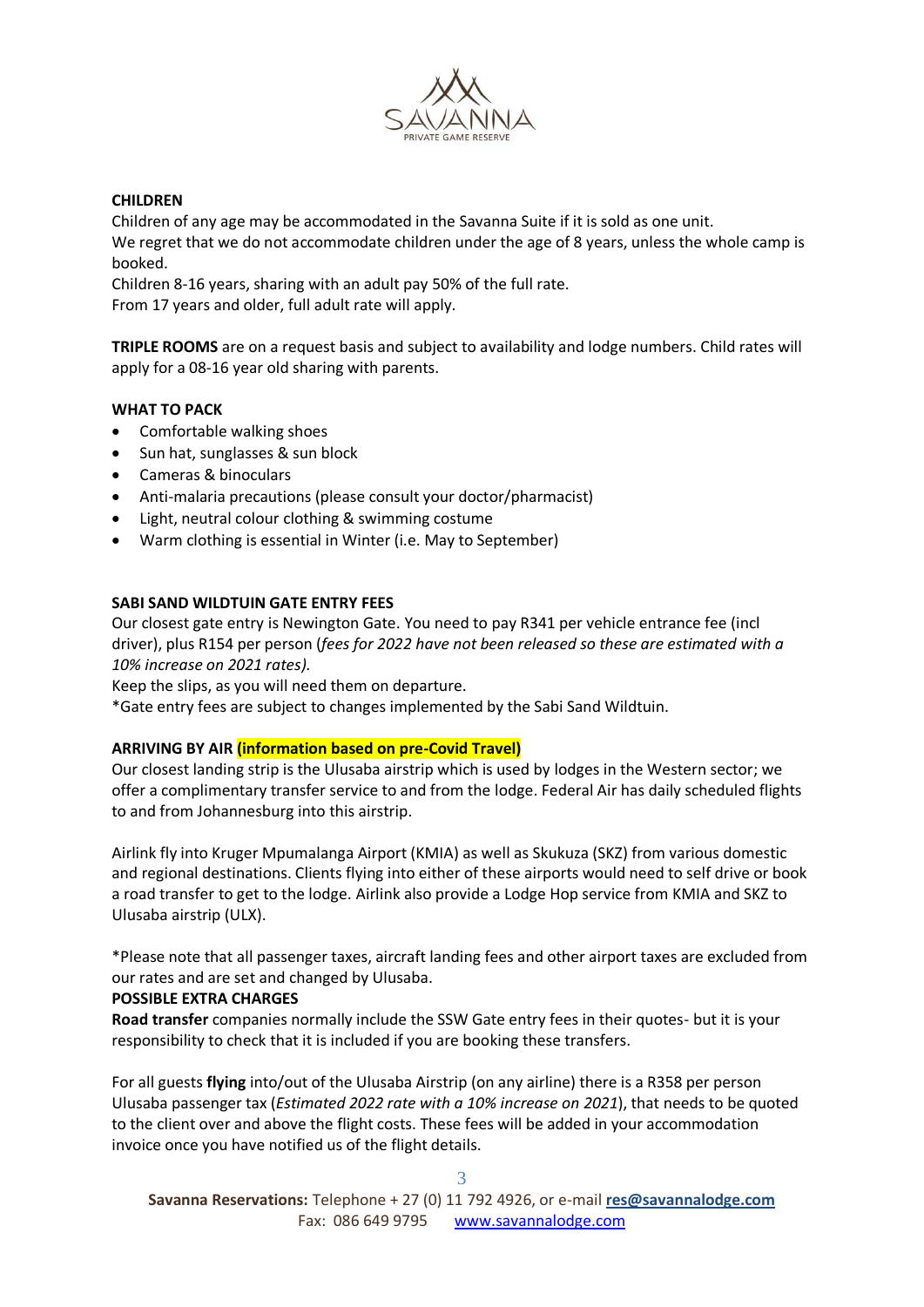**CHILDREN**

Children of any age may be accommodated in the Savanna Suite if it is sold as one unit.
We regret that we do not accommodate children under the age of 8 years, unless the whole camp is booked.
Children 8-16 years, sharing with an adult pay 50% of the full rate.
From 17 years and older, full adult rate will apply.

**TRIPLE ROOMS** are on a request basis and subject to availability and lodge numbers. Child rates will apply for a 08-16 year old sharing with parents.

**WHAT TO PACK**

- Comfortable walking shoes
- Sun hat, sunglasses & sun block
- Cameras & binoculars
- Anti-malaria precautions (please consult your doctor/pharmacist)
- Light, neutral colour clothing & swimming costume
- Warm clothing is essential in Winter (i.e. May to September)

**SABI SAND WILDTUIN GATE ENTRY FEES**

Our closest gate entry is Newington Gate. You need to pay R341 per vehicle entrance fee (incl driver), plus R154 per person (*fees for 2022 have not been released so these are estimated with a 10% increase on 2021 rates).*
Keep the slips, as you will need them on departure.
*Gate entry fees are subject to changes implemented by the Sabi Sand Wildtuin.

**ARRIVING BY AIR (information based on pre-Covid Travel)**

Our closest landing strip is the Ulusaba airstrip which is used by lodges in the Western sector; we offer a complimentary transfer service to and from the lodge. Federal Air has daily scheduled flights to and from Johannesburg into this airstrip.

Airlink fly into Kruger Mpumalanga Airport (KMIA) as well as Skukuza (SKZ) from various domestic and regional destinations. Clients flying into either of these airports would need to self drive or book a road transfer to get to the lodge. Airlink also provide a Lodge Hop service from KMIA and SKZ to Ulusaba airstrip (ULX).

*Please note that all passenger taxes, aircraft landing fees and other airport taxes are excluded from our rates and are set and changed by Ulusaba.

**POSSIBLE EXTRA CHARGES**

**Road transfer** companies normally include the SSW Gate entry fees in their quotes- but it is your responsibility to check that it is included if you are booking these transfers.

For all guests **flying** into/out of the Ulusaba Airstrip (on any airline) there is a R358 per person Ulusaba passenger tax (*Estimated 2022 rate with a 10% increase on 2021*), that needs to be quoted to the client over and above the flight costs. These fees will be added in your accommodation invoice once you have notified us of the flight details.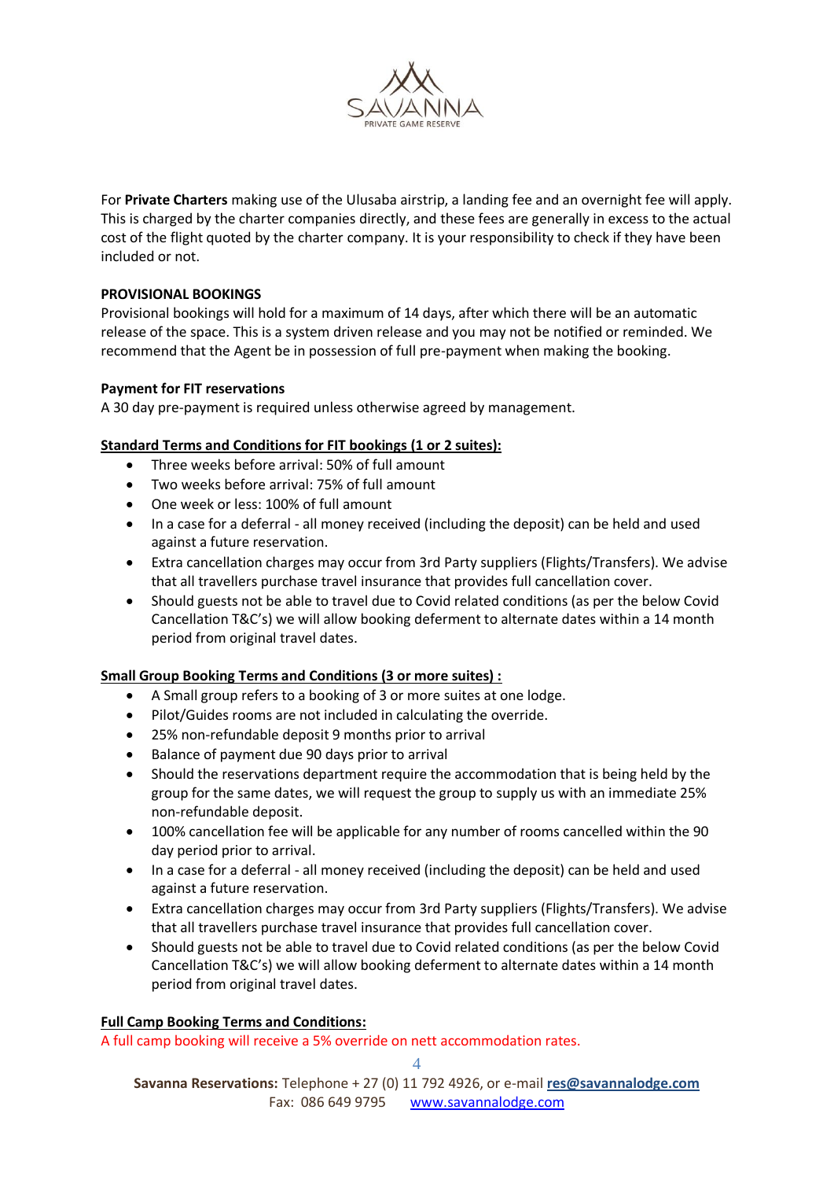For **Private Charters** making use of the Ulusaba airstrip, a landing fee and an overnight fee will apply. This is charged by the charter companies directly, and these fees are generally in excess to the actual cost of the flight quoted by the charter company. It is your responsibility to check if they have been included or not.

**PROVISIONAL BOOKINGS**

Provisional bookings will hold for a maximum of 14 days, after which there will be an automatic release of the space. This is a system driven release and you may not be notified or reminded. We recommend that the Agent be in possession of full pre-payment when making the booking.

**Payment for FIT reservations**

A 30 day pre-payment is required unless otherwise agreed by management.

**Standard Terms and Conditions for FIT bookings (1 or 2 suites):**

- Three weeks before arrival: 50% of full amount
- Two weeks before arrival: 75% of full amount
- One week or less: 100% of full amount
- In a case for a deferral - all money received (including the deposit) can be held and used against a future reservation.
- Extra cancellation charges may occur from 3rd Party suppliers (Flights/Transfers). We advise that all travellers purchase travel insurance that provides full cancellation cover.
- Should guests not be able to travel due to Covid related conditions (as per the below Covid Cancellation T&C's) we will allow booking deferment to alternate dates within a 14 month period from original travel dates.

**Small Group Booking Terms and Conditions (3 or more suites) :**

- A Small group refers to a booking of 3 or more suites at one lodge.
- Pilot/Guides rooms are not included in calculating the override.
- 25% non-refundable deposit 9 months prior to arrival
- Balance of payment due 90 days prior to arrival
- Should the reservations department require the accommodation that is being held by the group for the same dates, we will request the group to supply us with an immediate 25% non-refundable deposit.
- 100% cancellation fee will be applicable for any number of rooms cancelled within the 90 day period prior to arrival.
- In a case for a deferral - all money received (including the deposit) can be held and used against a future reservation.
- Extra cancellation charges may occur from 3rd Party suppliers (Flights/Transfers). We advise that all travellers purchase travel insurance that provides full cancellation cover.
- Should guests not be able to travel due to Covid related conditions (as per the below Covid Cancellation T&C's) we will allow booking deferment to alternate dates within a 14 month period from original travel dates.

**Full Camp Booking Terms and Conditions:**

A full camp booking will receive a 5% override on nett accommodation rates.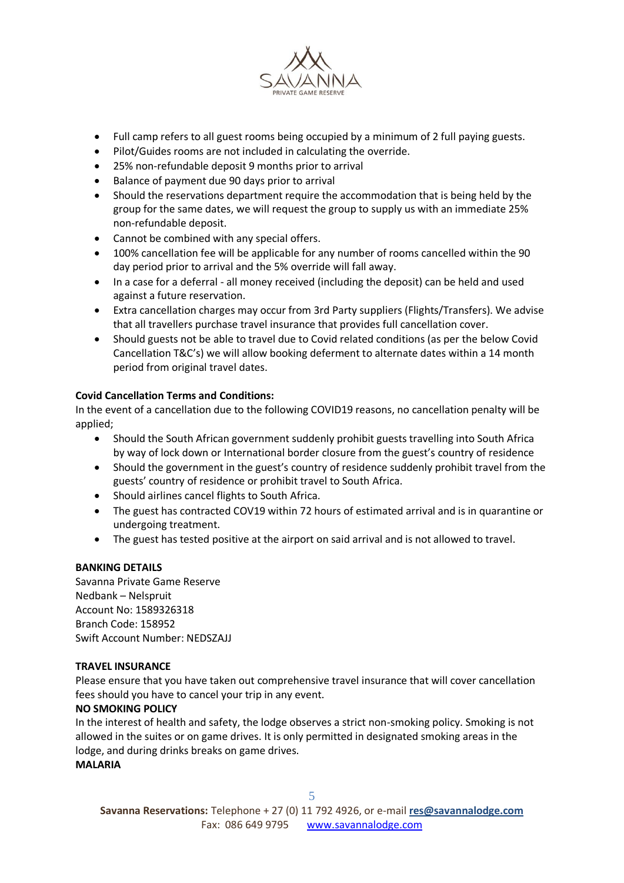- Full camp refers to all guest rooms being occupied by a minimum of 2 full paying guests.
- Pilot/Guides rooms are not included in calculating the override.
- 25% non-refundable deposit 9 months prior to arrival
- Balance of payment due 90 days prior to arrival
- Should the reservations department require the accommodation that is being held by the group for the same dates, we will request the group to supply us with an immediate 25% non-refundable deposit.
- Cannot be combined with any special offers.
- 100% cancellation fee will be applicable for any number of rooms cancelled within the 90 day period prior to arrival and the 5% override will fall away.
- In a case for a deferral - all money received (including the deposit) can be held and used against a future reservation.
- Extra cancellation charges may occur from 3rd Party suppliers (Flights/Transfers). We advise that all travellers purchase travel insurance that provides full cancellation cover.
- Should guests not be able to travel due to Covid related conditions (as per the below Covid Cancellation T&C's) we will allow booking deferment to alternate dates within a 14 month period from original travel dates.

**Covid Cancellation Terms and Conditions:**

In the event of a cancellation due to the following COVID19 reasons, no cancellation penalty will be applied;

- Should the South African government suddenly prohibit guests travelling into South Africa by way of lock down or International border closure from the guest's country of residence
- Should the government in the guest's country of residence suddenly prohibit travel from the guests' country of residence or prohibit travel to South Africa.
- Should airlines cancel flights to South Africa.
- The guest has contracted COV19 within 72 hours of estimated arrival and is in quarantine or undergoing treatment.
- The guest has tested positive at the airport on said arrival and is not allowed to travel.

**BANKING DETAILS**

Savanna Private Game Reserve
Nedbank – Nelspruit
Account No: 1589326318
Branch Code: 158952
Swift Account Number: NEDSZAJJ

**TRAVEL INSURANCE**

Please ensure that you have taken out comprehensive travel insurance that will cover cancellation fees should you have to cancel your trip in any event.

**NO SMOKING POLICY**

In the interest of health and safety, the lodge observes a strict non-smoking policy. Smoking is not allowed in the suites or on game drives. It is only permitted in designated smoking areas in the lodge, and during drinks breaks on game drives.

**MALARIA**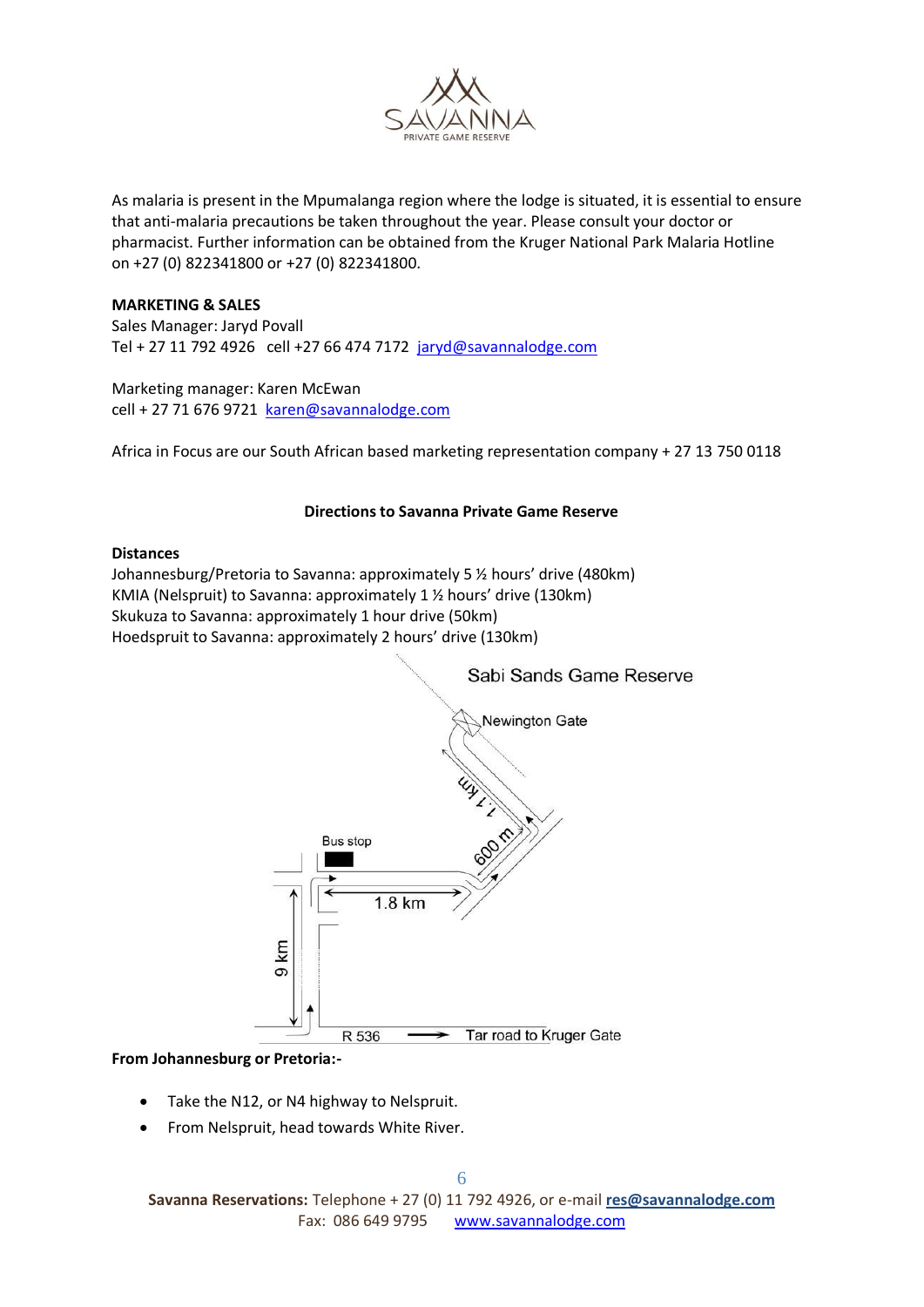As malaria is present in the Mpumalanga region where the lodge is situated, it is essential to ensure that anti-malaria precautions be taken throughout the year. Please consult your doctor or pharmacist. Further information can be obtained from the Kruger National Park Malaria Hotline on +27 (0) 822341800 or +27 (0) 822341800.

**MARKETING & SALES**

Sales Manager: Jaryd Povall
Tel + 27 11 792 4926   cell +27 66 474 7172  jaryd@savannalodge.com

Marketing manager: Karen McEwan
cell + 27 71 676 9721  karen@savannalodge.com

Africa in Focus are our South African based marketing representation company + 27 13 750 0118

## Directions to Savanna Private Game Reserve

**Distances**

Johannesburg/Pretoria to Savanna: approximately 5 ½ hours' drive (480km)
KMIA (Nelspruit) to Savanna: approximately 1 ½ hours' drive (130km)
Skukuza to Savanna: approximately 1 hour drive (50km)
Hoedspruit to Savanna: approximately 2 hours' drive (130km)

Sabi Sands Game Reserve

Newington Gate

1.1 km

600 m

Bus stop

1.8 km

9 km

R 536 → Tar road to Kruger Gate

**From Johannesburg or Pretoria:-**

- Take the N12, or N4 highway to Nelspruit.
- From Nelspruit, head towards White River.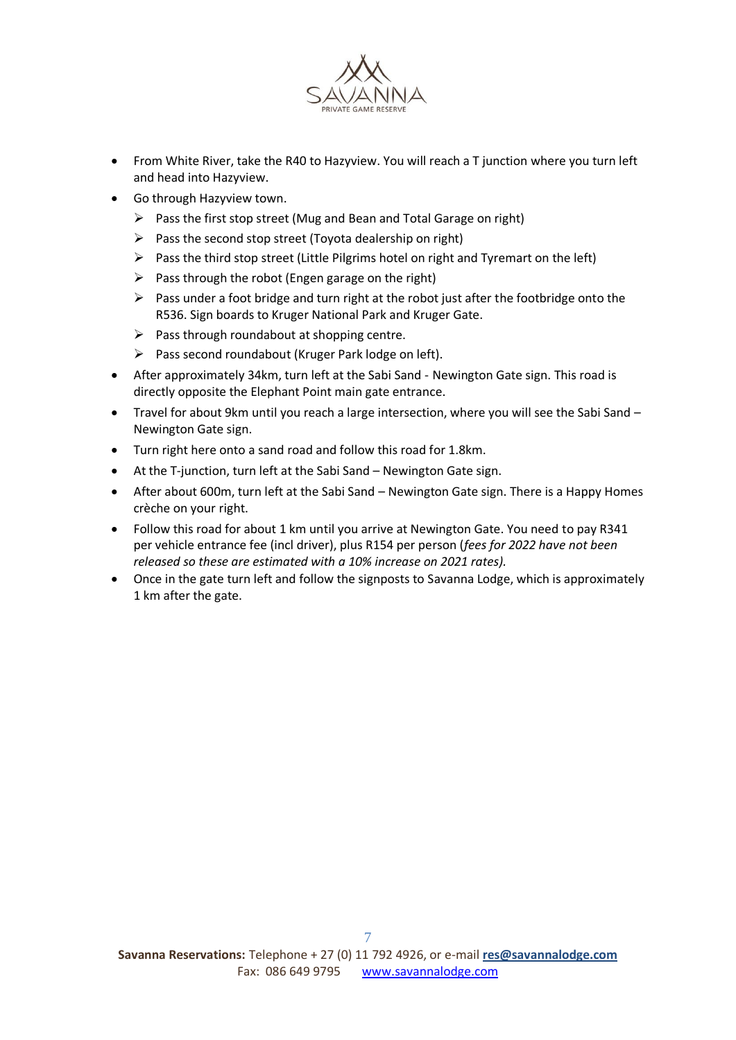- From White River, take the R40 to Hazyview. You will reach a T junction where you turn left and head into Hazyview.
- Go through Hazyview town.
  - Pass the first stop street (Mug and Bean and Total Garage on right)
  - Pass the second stop street (Toyota dealership on right)
  - Pass the third stop street (Little Pilgrims hotel on right and Tyremart on the left)
  - Pass through the robot (Engen garage on the right)
  - Pass under a foot bridge and turn right at the robot just after the footbridge onto the R536. Sign boards to Kruger National Park and Kruger Gate.
  - Pass through roundabout at shopping centre.
  - Pass second roundabout (Kruger Park lodge on left).
- After approximately 34km, turn left at the Sabi Sand - Newington Gate sign. This road is directly opposite the Elephant Point main gate entrance.
- Travel for about 9km until you reach a large intersection, where you will see the Sabi Sand – Newington Gate sign.
- Turn right here onto a sand road and follow this road for 1.8km.
- At the T-junction, turn left at the Sabi Sand – Newington Gate sign.
- After about 600m, turn left at the Sabi Sand – Newington Gate sign. There is a Happy Homes crèche on your right.
- Follow this road for about 1 km until you arrive at Newington Gate. You need to pay R341 per vehicle entrance fee (incl driver), plus R154 per person (*fees for 2022 have not been released so these are estimated with a 10% increase on 2021 rates).*
- Once in the gate turn left and follow the signposts to Savanna Lodge, which is approximately 1 km after the gate.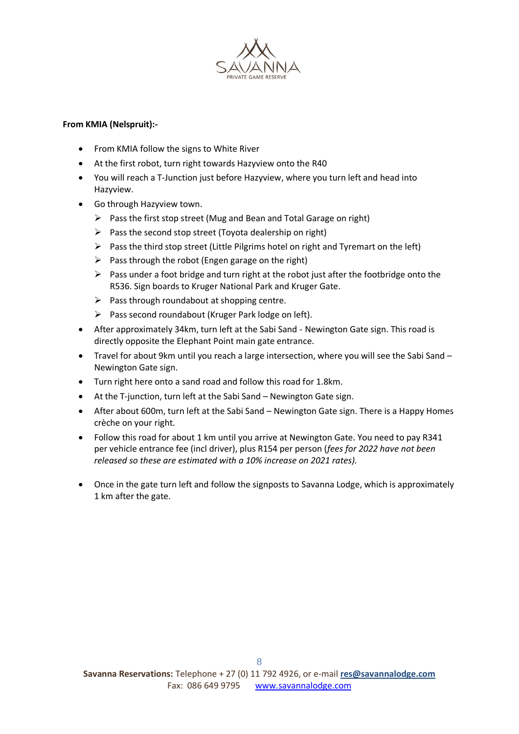**From KMIA (Nelspruit):-**

- From KMIA follow the signs to White River
- At the first robot, turn right towards Hazyview onto the R40
- You will reach a T-Junction just before Hazyview, where you turn left and head into Hazyview.
- Go through Hazyview town.
  - Pass the first stop street (Mug and Bean and Total Garage on right)
  - Pass the second stop street (Toyota dealership on right)
  - Pass the third stop street (Little Pilgrims hotel on right and Tyremart on the left)
  - Pass through the robot (Engen garage on the right)
  - Pass under a foot bridge and turn right at the robot just after the footbridge onto the R536. Sign boards to Kruger National Park and Kruger Gate.
  - Pass through roundabout at shopping centre.
  - Pass second roundabout (Kruger Park lodge on left).
- After approximately 34km, turn left at the Sabi Sand - Newington Gate sign. This road is directly opposite the Elephant Point main gate entrance.
- Travel for about 9km until you reach a large intersection, where you will see the Sabi Sand – Newington Gate sign.
- Turn right here onto a sand road and follow this road for 1.8km.
- At the T-junction, turn left at the Sabi Sand – Newington Gate sign.
- After about 600m, turn left at the Sabi Sand – Newington Gate sign. There is a Happy Homes crèche on your right.
- Follow this road for about 1 km until you arrive at Newington Gate. You need to pay R341 per vehicle entrance fee (incl driver), plus R154 per person (*fees for 2022 have not been released so these are estimated with a 10% increase on 2021 rates).*
- Once in the gate turn left and follow the signposts to Savanna Lodge, which is approximately 1 km after the gate.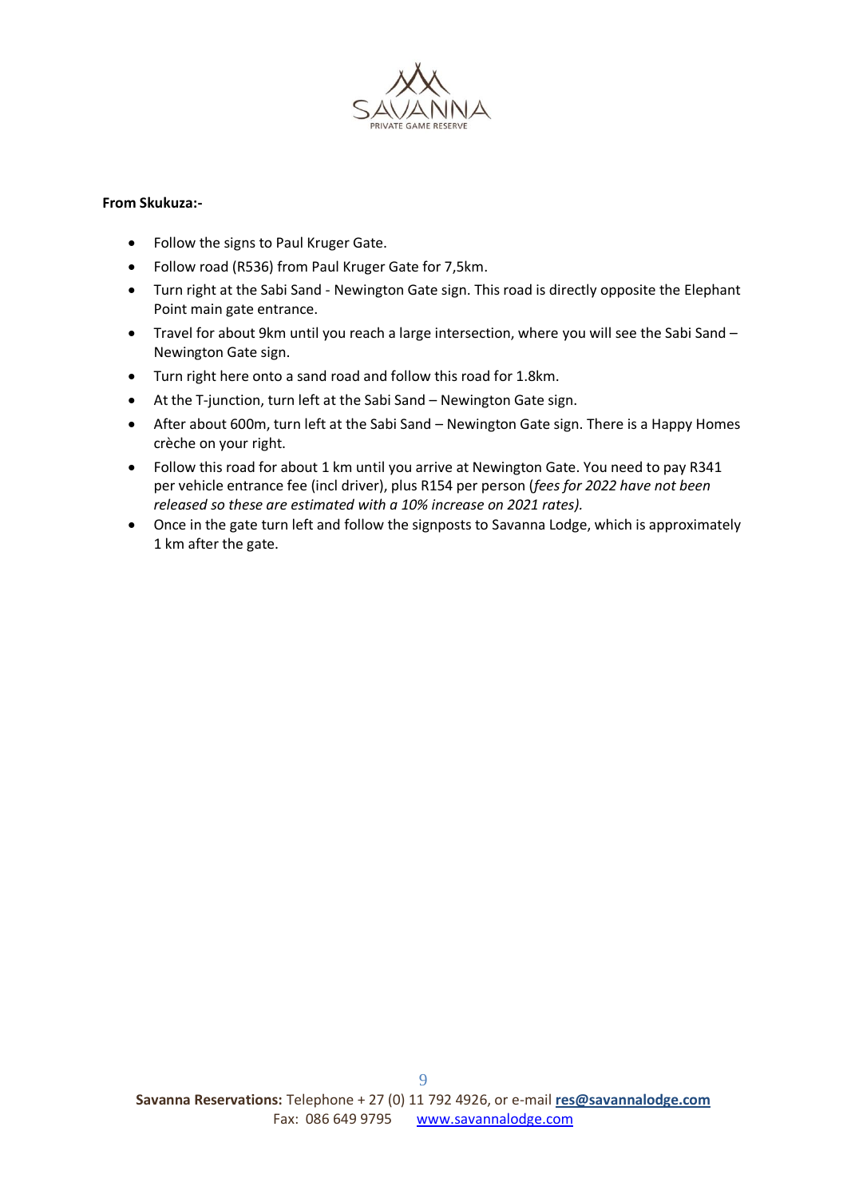**From Skukuza:-**

- Follow the signs to Paul Kruger Gate.
- Follow road (R536) from Paul Kruger Gate for 7,5km.
- Turn right at the Sabi Sand - Newington Gate sign. This road is directly opposite the Elephant Point main gate entrance.
- Travel for about 9km until you reach a large intersection, where you will see the Sabi Sand – Newington Gate sign.
- Turn right here onto a sand road and follow this road for 1.8km.
- At the T-junction, turn left at the Sabi Sand – Newington Gate sign.
- After about 600m, turn left at the Sabi Sand – Newington Gate sign. There is a Happy Homes crèche on your right.
- Follow this road for about 1 km until you arrive at Newington Gate. You need to pay R341 per vehicle entrance fee (incl driver), plus R154 per person (*fees for 2022 have not been released so these are estimated with a 10% increase on 2021 rates).*
- Once in the gate turn left and follow the signposts to Savanna Lodge, which is approximately 1 km after the gate.